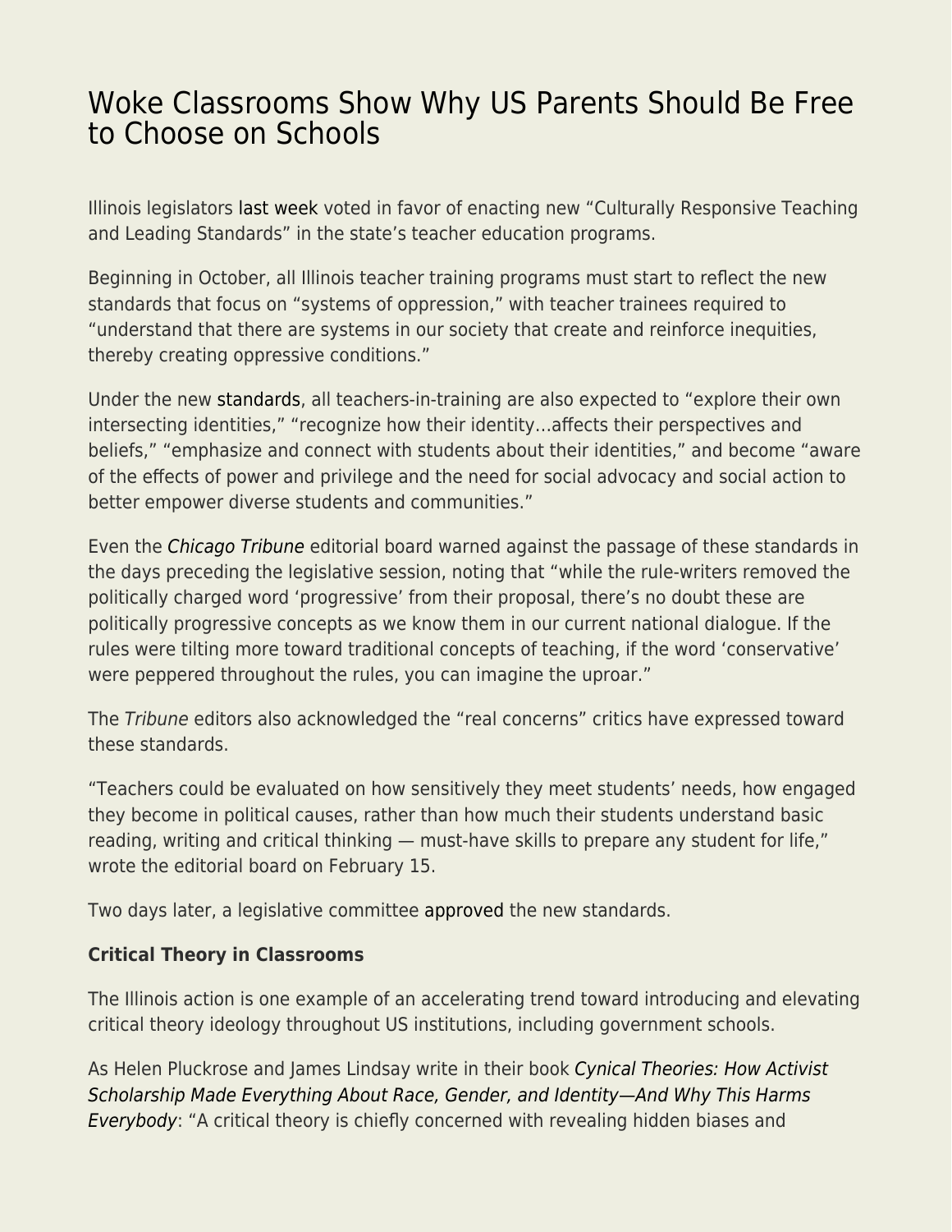# Woke Classrooms Show Why US Parents Should Be Free to Choose on Schools

Illinois legislators last week voted in favor of enacting new "Culturally Responsive Teaching and Leading Standards" in the state's teacher education programs.

Beginning in October, all Illinois teacher training programs must start to reflect the new standards that focus on "systems of oppression," with teacher trainees required to "understand that there are systems in our society that create and reinforce inequities, thereby creating oppressive conditions."

Under the new standards, all teachers-in-training are also expected to "explore their own intersecting identities," "recognize how their identity…affects their perspectives and beliefs," "emphasize and connect with students about their identities," and become "aware of the effects of power and privilege and the need for social advocacy and social action to better empower diverse students and communities."

Even the *Chicago Tribune* editorial board warned against the passage of these standards in the days preceding the legislative session, noting that "while the rule-writers removed the politically charged word 'progressive' from their proposal, there's no doubt these are politically progressive concepts as we know them in our current national dialogue. If the rules were tilting more toward traditional concepts of teaching, if the word 'conservative' were peppered throughout the rules, you can imagine the uproar."

The *Tribune* editors also acknowledged the "real concerns" critics have expressed toward these standards.

"Teachers could be evaluated on how sensitively they meet students' needs, how engaged they become in political causes, rather than how much their students understand basic reading, writing and critical thinking — must-have skills to prepare any student for life," wrote the editorial board on February 15.

Two days later, a legislative committee approved the new standards.

**Critical Theory in Classrooms**

The Illinois action is one example of an accelerating trend toward introducing and elevating critical theory ideology throughout US institutions, including government schools.

As Helen Pluckrose and James Lindsay write in their book *Cynical Theories: How Activist Scholarship Made Everything About Race, Gender, and Identity—And Why This Harms Everybody*: "A critical theory is chiefly concerned with revealing hidden biases and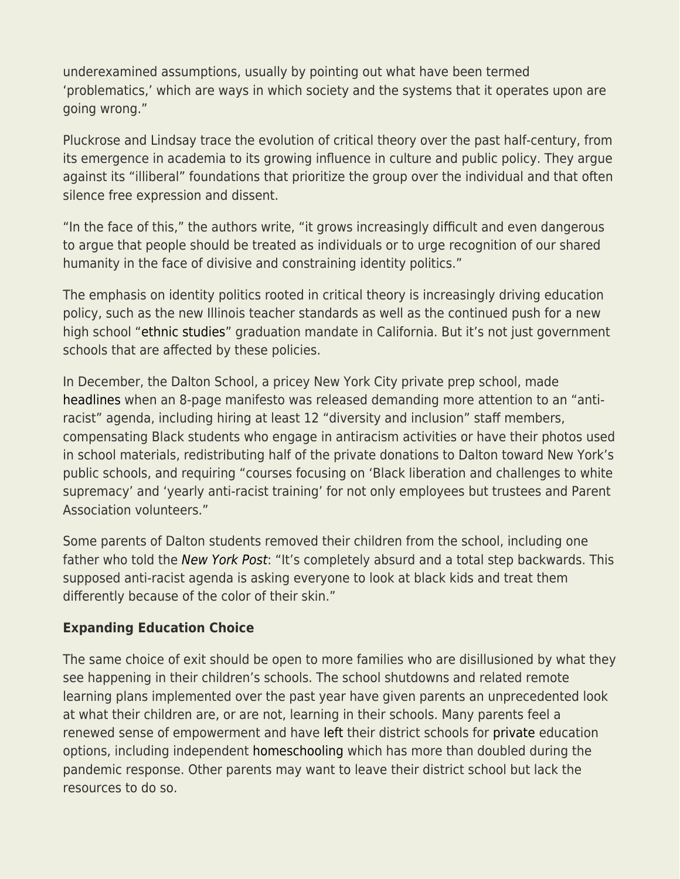underexamined assumptions, usually by pointing out what have been termed 'problematics,' which are ways in which society and the systems that it operates upon are going wrong."

Pluckrose and Lindsay trace the evolution of critical theory over the past half-century, from its emergence in academia to its growing influence in culture and public policy. They argue against its "illiberal" foundations that prioritize the group over the individual and that often silence free expression and dissent.

"In the face of this," the authors write, "it grows increasingly difficult and even dangerous to argue that people should be treated as individuals or to urge recognition of our shared humanity in the face of divisive and constraining identity politics."

The emphasis on identity politics rooted in critical theory is increasingly driving education policy, such as the new Illinois teacher standards as well as the continued push for a new high school "ethnic studies" graduation mandate in California. But it's not just government schools that are affected by these policies.

In December, the Dalton School, a pricey New York City private prep school, made headlines when an 8-page manifesto was released demanding more attention to an "anti-racist" agenda, including hiring at least 12 "diversity and inclusion" staff members, compensating Black students who engage in antiracism activities or have their photos used in school materials, redistributing half of the private donations to Dalton toward New York's public schools, and requiring "courses focusing on 'Black liberation and challenges to white supremacy' and 'yearly anti-racist training' for not only employees but trustees and Parent Association volunteers."

Some parents of Dalton students removed their children from the school, including one father who told the *New York Post*: "It's completely absurd and a total step backwards. This supposed anti-racist agenda is asking everyone to look at black kids and treat them differently because of the color of their skin."

**Expanding Education Choice**

The same choice of exit should be open to more families who are disillusioned by what they see happening in their children's schools. The school shutdowns and related remote learning plans implemented over the past year have given parents an unprecedented look at what their children are, or are not, learning in their schools. Many parents feel a renewed sense of empowerment and have left their district schools for private education options, including independent homeschooling which has more than doubled during the pandemic response. Other parents may want to leave their district school but lack the resources to do so.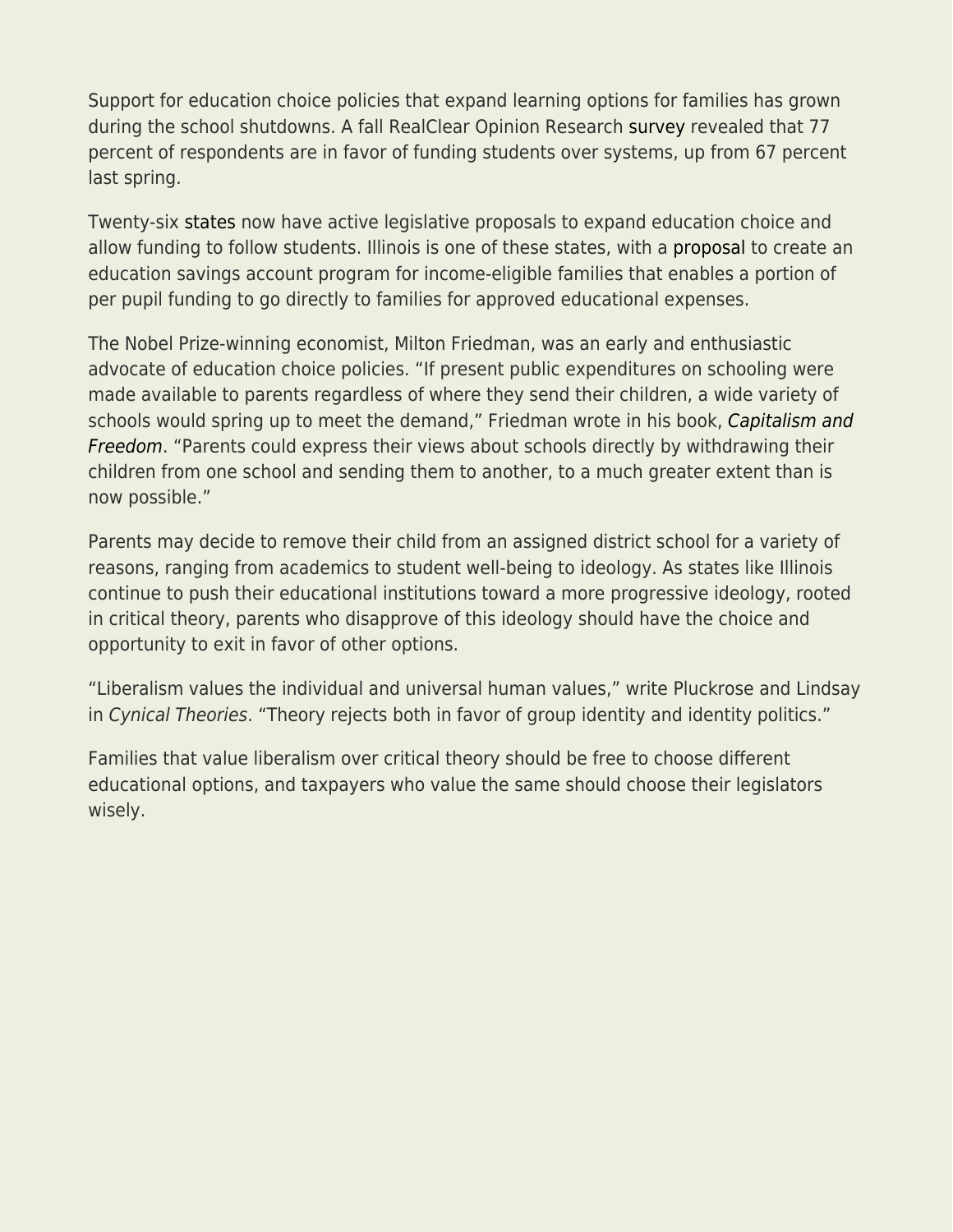Support for education choice policies that expand learning options for families has grown during the school shutdowns. A fall RealClear Opinion Research survey revealed that 77 percent of respondents are in favor of funding students over systems, up from 67 percent last spring.

Twenty-six states now have active legislative proposals to expand education choice and allow funding to follow students. Illinois is one of these states, with a proposal to create an education savings account program for income-eligible families that enables a portion of per pupil funding to go directly to families for approved educational expenses.

The Nobel Prize-winning economist, Milton Friedman, was an early and enthusiastic advocate of education choice policies. "If present public expenditures on schooling were made available to parents regardless of where they send their children, a wide variety of schools would spring up to meet the demand," Friedman wrote in his book, *Capitalism and Freedom*. "Parents could express their views about schools directly by withdrawing their children from one school and sending them to another, to a much greater extent than is now possible."

Parents may decide to remove their child from an assigned district school for a variety of reasons, ranging from academics to student well-being to ideology. As states like Illinois continue to push their educational institutions toward a more progressive ideology, rooted in critical theory, parents who disapprove of this ideology should have the choice and opportunity to exit in favor of other options.

"Liberalism values the individual and universal human values," write Pluckrose and Lindsay in *Cynical Theories*. "Theory rejects both in favor of group identity and identity politics."

Families that value liberalism over critical theory should be free to choose different educational options, and taxpayers who value the same should choose their legislators wisely.